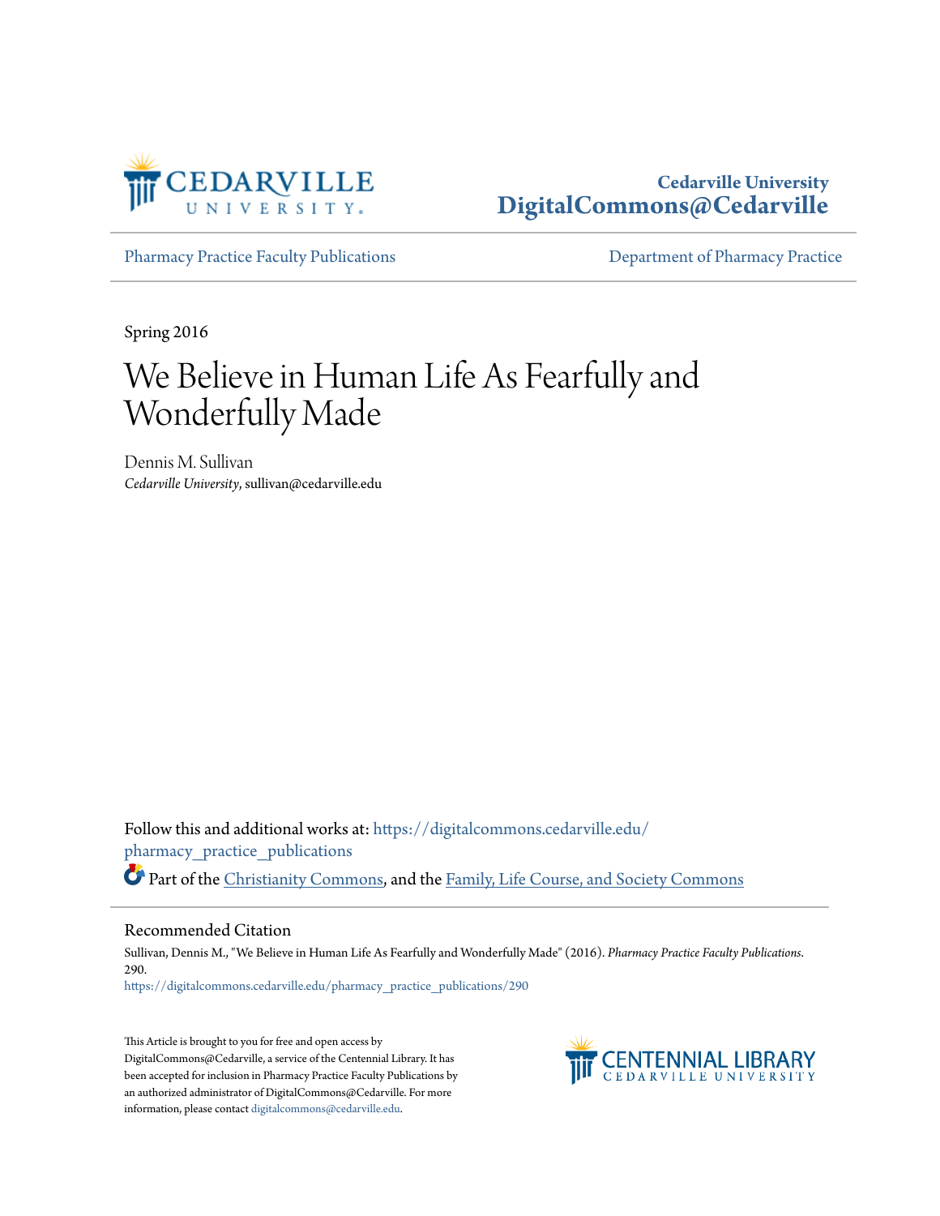Cedarville University
DigitalCommons@Cedarville

Pharmacy Practice Faculty Publications

Department of Pharmacy Practice

Spring 2016

# We Believe in Human Life As Fearfully and Wonderfully Made

Dennis M. Sullivan
*Cedarville University*, sullivan@cedarville.edu

Follow this and additional works at: https://digitalcommons.cedarville.edu/pharmacy_practice_publications

Part of the Christianity Commons, and the Family, Life Course, and Society Commons

## Recommended Citation

Sullivan, Dennis M., "We Believe in Human Life As Fearfully and Wonderfully Made" (2016). *Pharmacy Practice Faculty Publications*. 290.
https://digitalcommons.cedarville.edu/pharmacy_practice_publications/290

This Article is brought to you for free and open access by DigitalCommons@Cedarville, a service of the Centennial Library. It has been accepted for inclusion in Pharmacy Practice Faculty Publications by an authorized administrator of DigitalCommons@Cedarville. For more information, please contact digitalcommons@cedarville.edu.

CENTENNIAL LIBRARY
CEDARVILLE UNIVERSITY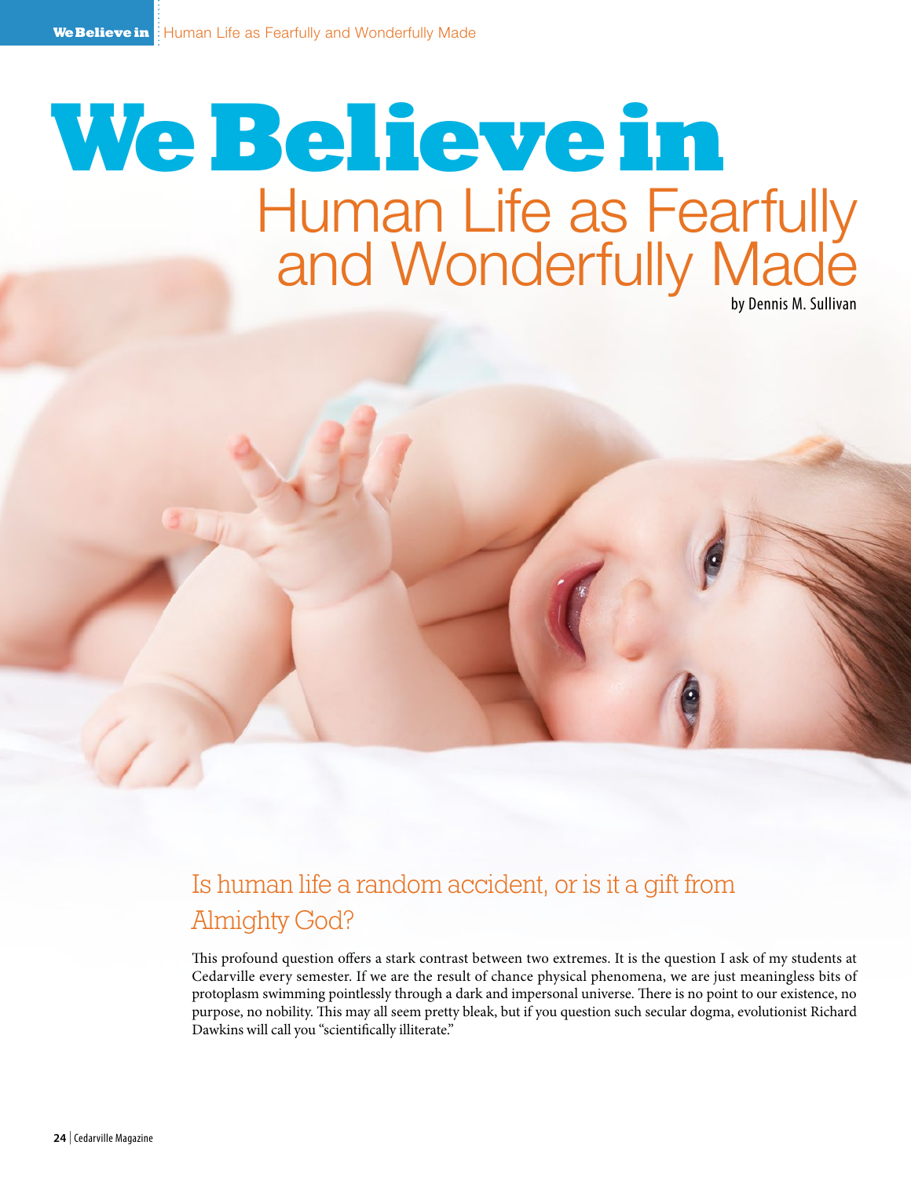# We Believe in Human Life as Fearfully and Wonderfully Made

by Dennis M. Sullivan

## Is human life a random accident, or is it a gift from Almighty God?

This profound question offers a stark contrast between two extremes. It is the question I ask of my students at Cedarville every semester. If we are the result of chance physical phenomena, we are just meaningless bits of protoplasm swimming pointlessly through a dark and impersonal universe. There is no point to our existence, no purpose, no nobility. This may all seem pretty bleak, but if you question such secular dogma, evolutionist Richard Dawkins will call you "scientifically illiterate."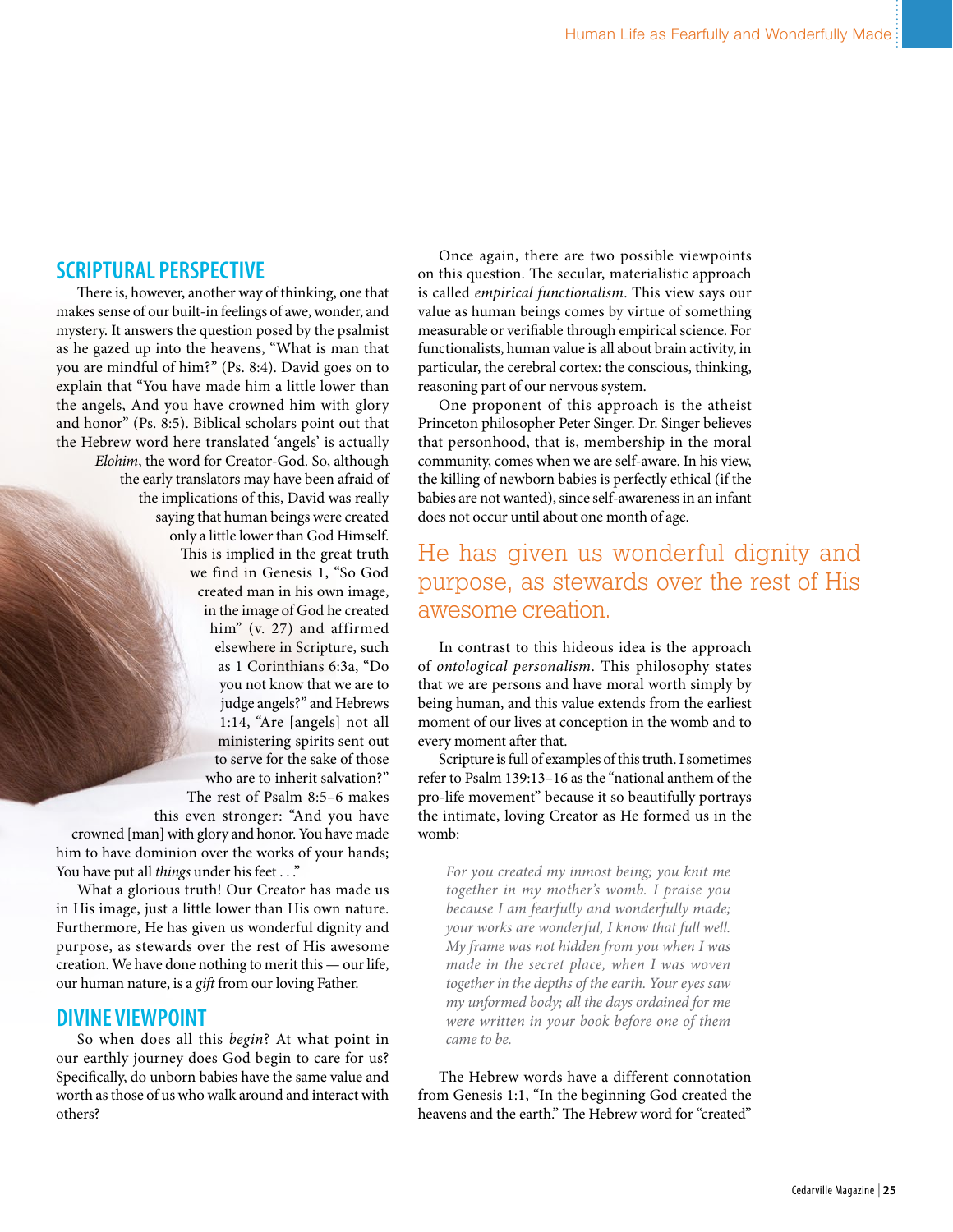## SCRIPTURAL PERSPECTIVE

There is, however, another way of thinking, one that makes sense of our built-in feelings of awe, wonder, and mystery. It answers the question posed by the psalmist as he gazed up into the heavens, "What is man that you are mindful of him?" (Ps. 8:4). David goes on to explain that "You have made him a little lower than the angels, And you have crowned him with glory and honor" (Ps. 8:5). Biblical scholars point out that the Hebrew word here translated 'angels' is actually *Elohim*, the word for Creator-God. So, although the early translators may have been afraid of the implications of this, David was really saying that human beings were created only a little lower than God Himself. This is implied in the great truth we find in Genesis 1, "So God created man in his own image, in the image of God he created him" (v. 27) and affirmed elsewhere in Scripture, such as 1 Corinthians 6:3a, "Do you not know that we are to judge angels?" and Hebrews 1:14, "Are [angels] not all ministering spirits sent out to serve for the sake of those who are to inherit salvation?" The rest of Psalm 8:5–6 makes this even stronger: "And you have crowned [man] with glory and honor. You have made him to have dominion over the works of your hands; You have put all *things* under his feet . . ."

What a glorious truth! Our Creator has made us in His image, just a little lower than His own nature. Furthermore, He has given us wonderful dignity and purpose, as stewards over the rest of His awesome creation. We have done nothing to merit this — our life, our human nature, is a *gift* from our loving Father.

## DIVINE VIEWPOINT

So when does all this *begin*? At what point in our earthly journey does God begin to care for us? Specifically, do unborn babies have the same value and worth as those of us who walk around and interact with others?

Once again, there are two possible viewpoints on this question. The secular, materialistic approach is called *empirical functionalism*. This view says our value as human beings comes by virtue of something measurable or verifiable through empirical science. For functionalists, human value is all about brain activity, in particular, the cerebral cortex: the conscious, thinking, reasoning part of our nervous system.

One proponent of this approach is the atheist Princeton philosopher Peter Singer. Dr. Singer believes that personhood, that is, membership in the moral community, comes when we are self-aware. In his view, the killing of newborn babies is perfectly ethical (if the babies are not wanted), since self-awareness in an infant does not occur until about one month of age.

> He has given us wonderful dignity and purpose, as stewards over the rest of His awesome creation.

In contrast to this hideous idea is the approach of *ontological personalism*. This philosophy states that we are persons and have moral worth simply by being human, and this value extends from the earliest moment of our lives at conception in the womb and to every moment after that.

Scripture is full of examples of this truth. I sometimes refer to Psalm 139:13–16 as the "national anthem of the pro-life movement" because it so beautifully portrays the intimate, loving Creator as He formed us in the womb:

> *For you created my inmost being; you knit me together in my mother's womb. I praise you because I am fearfully and wonderfully made; your works are wonderful, I know that full well. My frame was not hidden from you when I was made in the secret place, when I was woven together in the depths of the earth. Your eyes saw my unformed body; all the days ordained for me were written in your book before one of them came to be.*

The Hebrew words have a different connotation from Genesis 1:1, "In the beginning God created the heavens and the earth." The Hebrew word for "created"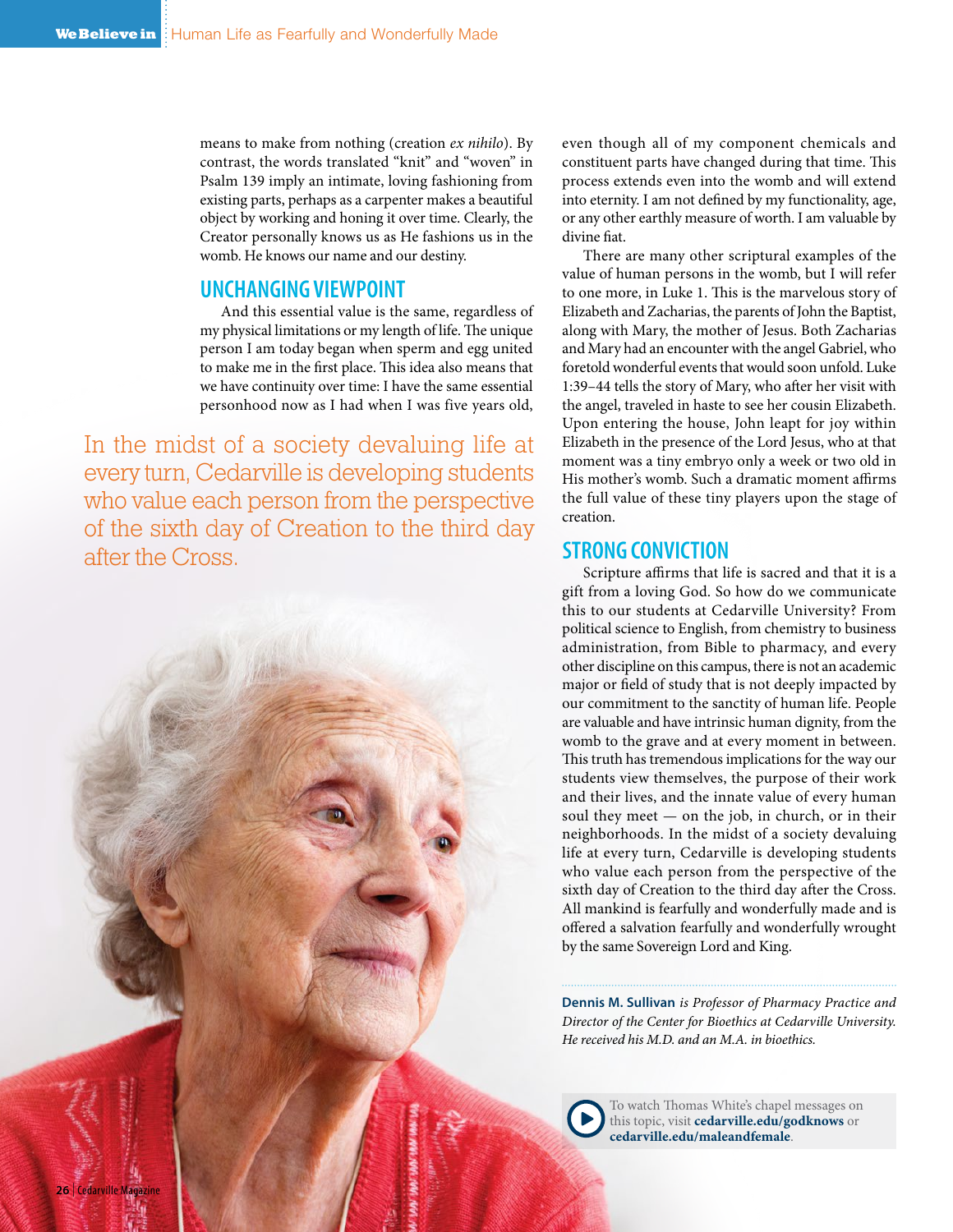means to make from nothing (creation *ex nihilo*). By contrast, the words translated "knit" and "woven" in Psalm 139 imply an intimate, loving fashioning from existing parts, perhaps as a carpenter makes a beautiful object by working and honing it over time. Clearly, the Creator personally knows us as He fashions us in the womb. He knows our name and our destiny.

## UNCHANGING VIEWPOINT

And this essential value is the same, regardless of my physical limitations or my length of life. The unique person I am today began when sperm and egg united to make me in the first place. This idea also means that we have continuity over time: I have the same essential personhood now as I had when I was five years old, even though all of my component chemicals and constituent parts have changed during that time. This process extends even into the womb and will extend into eternity. I am not defined by my functionality, age, or any other earthly measure of worth. I am valuable by divine fiat.

In the midst of a society devaluing life at every turn, Cedarville is developing students who value each person from the perspective of the sixth day of Creation to the third day after the Cross.

There are many other scriptural examples of the value of human persons in the womb, but I will refer to one more, in Luke 1. This is the marvelous story of Elizabeth and Zacharias, the parents of John the Baptist, along with Mary, the mother of Jesus. Both Zacharias and Mary had an encounter with the angel Gabriel, who foretold wonderful events that would soon unfold. Luke 1:39–44 tells the story of Mary, who after her visit with the angel, traveled in haste to see her cousin Elizabeth. Upon entering the house, John leapt for joy within Elizabeth in the presence of the Lord Jesus, who at that moment was a tiny embryo only a week or two old in His mother's womb. Such a dramatic moment affirms the full value of these tiny players upon the stage of creation.

## STRONG CONVICTION

Scripture affirms that life is sacred and that it is a gift from a loving God. So how do we communicate this to our students at Cedarville University? From political science to English, from chemistry to business administration, from Bible to pharmacy, and every other discipline on this campus, there is not an academic major or field of study that is not deeply impacted by our commitment to the sanctity of human life. People are valuable and have intrinsic human dignity, from the womb to the grave and at every moment in between. This truth has tremendous implications for the way our students view themselves, the purpose of their work and their lives, and the innate value of every human soul they meet — on the job, in church, or in their neighborhoods. In the midst of a society devaluing life at every turn, Cedarville is developing students who value each person from the perspective of the sixth day of Creation to the third day after the Cross. All mankind is fearfully and wonderfully made and is offered a salvation fearfully and wonderfully wrought by the same Sovereign Lord and King.

**Dennis M. Sullivan** *is Professor of Pharmacy Practice and Director of the Center for Bioethics at Cedarville University. He received his M.D. and an M.A. in bioethics.*

To watch Thomas White's chapel messages on this topic, visit **cedarville.edu/godknows** or **cedarville.edu/maleandfemale**.